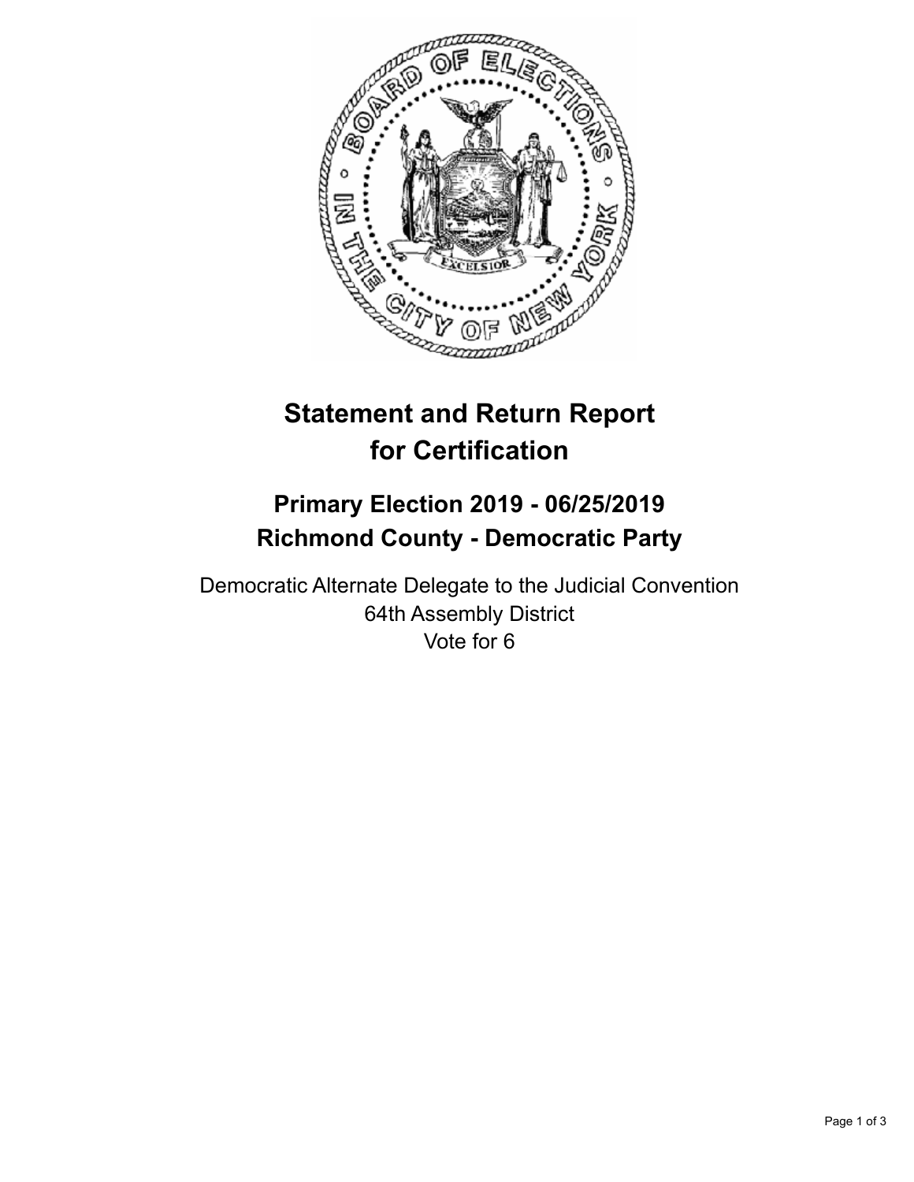# Statement and Return Report for Certification

## Primary Election 2019 - 06/25/2019
## Richmond County - Democratic Party

Democratic Alternate Delegate to the Judicial Convention
64th Assembly District
Vote for 6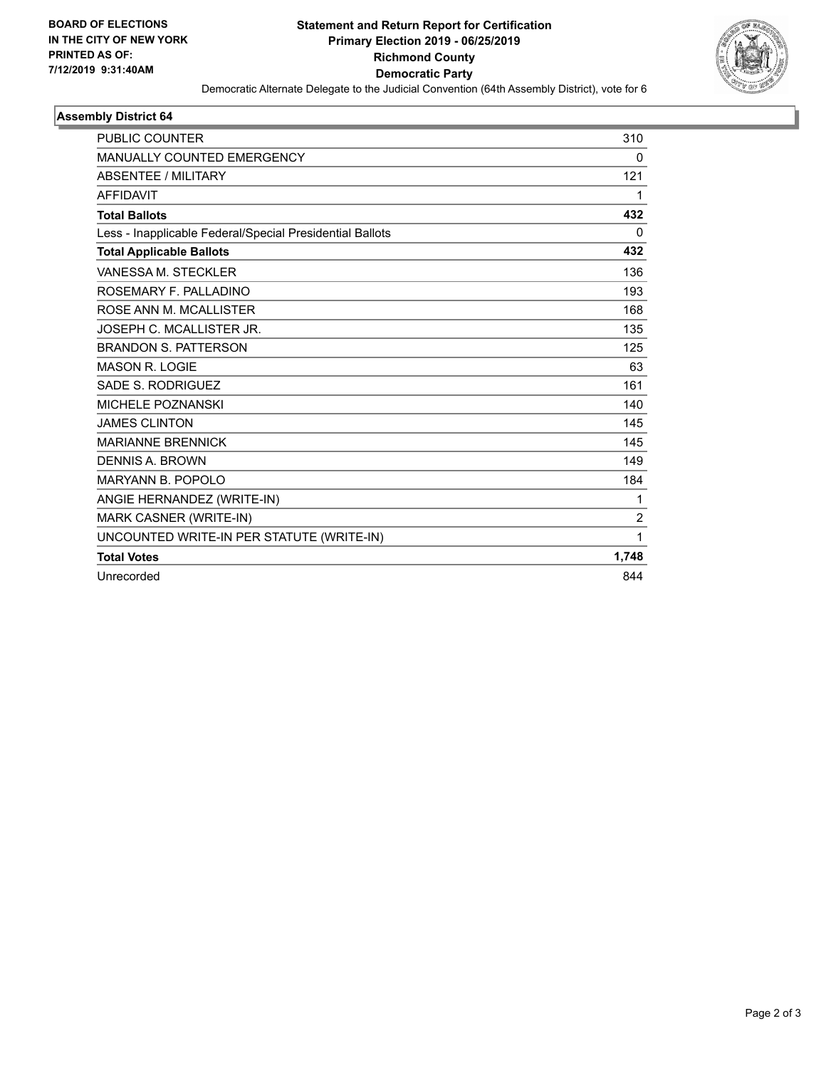**BOARD OF ELECTIONS**
**IN THE CITY OF NEW YORK**
**PRINTED AS OF:**
**7/12/2019 9:31:40AM**

# Statement and Return Report for Certification
## Primary Election 2019 - 06/25/2019
## Richmond County
## Democratic Party

Democratic Alternate Delegate to the Judicial Convention (64th Assembly District), vote for 6

### Assembly District 64

| | |
|---|---|
| PUBLIC COUNTER | 310 |
| MANUALLY COUNTED EMERGENCY | 0 |
| ABSENTEE / MILITARY | 121 |
| AFFIDAVIT | 1 |
| **Total Ballots** | **432** |
| Less - Inapplicable Federal/Special Presidential Ballots | 0 |
| **Total Applicable Ballots** | **432** |
| VANESSA M. STECKLER | 136 |
| ROSEMARY F. PALLADINO | 193 |
| ROSE ANN M. MCALLISTER | 168 |
| JOSEPH C. MCALLISTER JR. | 135 |
| BRANDON S. PATTERSON | 125 |
| MASON R. LOGIE | 63 |
| SADE S. RODRIGUEZ | 161 |
| MICHELE POZNANSKI | 140 |
| JAMES CLINTON | 145 |
| MARIANNE BRENNICK | 145 |
| DENNIS A. BROWN | 149 |
| MARYANN B. POPOLO | 184 |
| ANGIE HERNANDEZ (WRITE-IN) | 1 |
| MARK CASNER (WRITE-IN) | 2 |
| UNCOUNTED WRITE-IN PER STATUTE (WRITE-IN) | 1 |
| **Total Votes** | **1,748** |
| Unrecorded | 844 |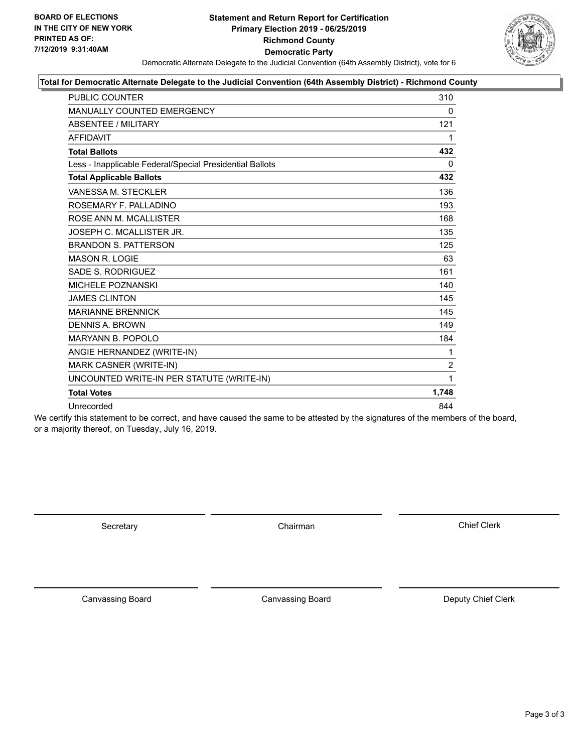**BOARD OF ELECTIONS IN THE CITY OF NEW YORK PRINTED AS OF: 7/12/2019 9:31:40AM**

# Statement and Return Report for Certification
## Primary Election 2019 - 06/25/2019
## Richmond County
## Democratic Party

Democratic Alternate Delegate to the Judicial Convention (64th Assembly District), vote for 6

### Total for Democratic Alternate Delegate to the Judicial Convention (64th Assembly District) - Richmond County

| | |
|---|---|
| PUBLIC COUNTER | 310 |
| MANUALLY COUNTED EMERGENCY | 0 |
| ABSENTEE / MILITARY | 121 |
| AFFIDAVIT | 1 |
| **Total Ballots** | **432** |
| Less - Inapplicable Federal/Special Presidential Ballots | 0 |
| **Total Applicable Ballots** | **432** |
| VANESSA M. STECKLER | 136 |
| ROSEMARY F. PALLADINO | 193 |
| ROSE ANN M. MCALLISTER | 168 |
| JOSEPH C. MCALLISTER JR. | 135 |
| BRANDON S. PATTERSON | 125 |
| MASON R. LOGIE | 63 |
| SADE S. RODRIGUEZ | 161 |
| MICHELE POZNANSKI | 140 |
| JAMES CLINTON | 145 |
| MARIANNE BRENNICK | 145 |
| DENNIS A. BROWN | 149 |
| MARYANN B. POPOLO | 184 |
| ANGIE HERNANDEZ (WRITE-IN) | 1 |
| MARK CASNER (WRITE-IN) | 2 |
| UNCOUNTED WRITE-IN PER STATUTE (WRITE-IN) | 1 |
| **Total Votes** | **1,748** |
| Unrecorded | 844 |

We certify this statement to be correct, and have caused the same to be attested by the signatures of the members of the board, or a majority thereof, on Tuesday, July 16, 2019.

Secretary

Chairman

Chief Clerk

Canvassing Board

Canvassing Board

Deputy Chief Clerk